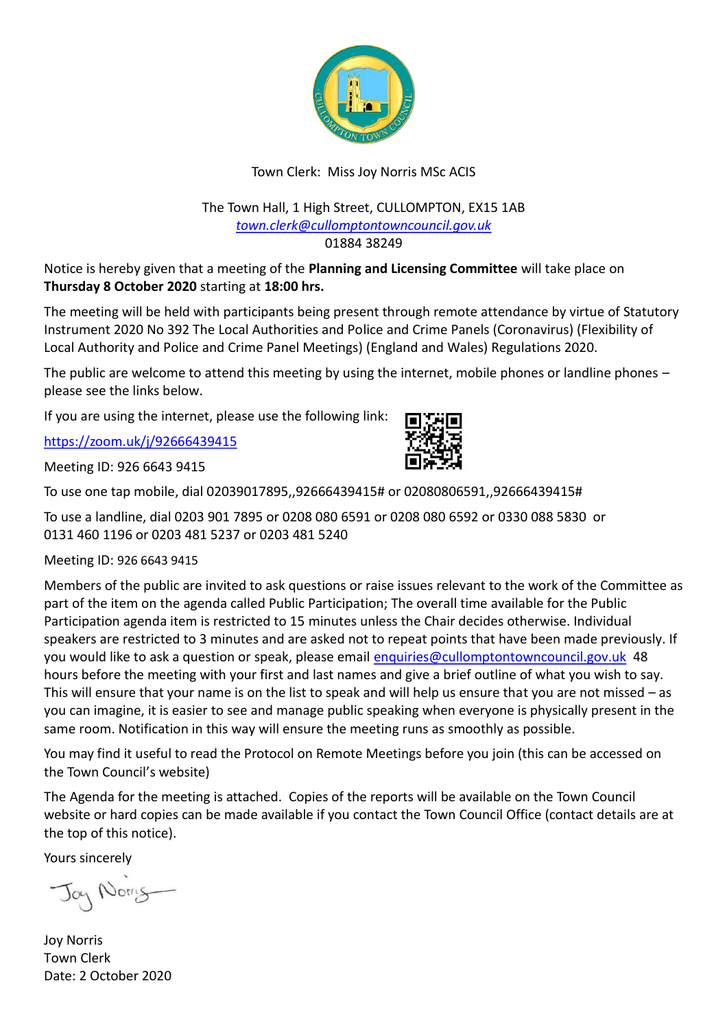Town Clerk: Miss Joy Norris MSc ACIS

The Town Hall, 1 High Street, CULLOMPTON, EX15 1AB
*town.clerk@cullomptontowncouncil.gov.uk*
01884 38249

Notice is hereby given that a meeting of the **Planning and Licensing Committee** will take place on **Thursday 8 October 2020** starting at **18:00 hrs.**

The meeting will be held with participants being present through remote attendance by virtue of Statutory Instrument 2020 No 392 The Local Authorities and Police and Crime Panels (Coronavirus) (Flexibility of Local Authority and Police and Crime Panel Meetings) (England and Wales) Regulations 2020.

The public are welcome to attend this meeting by using the internet, mobile phones or landline phones – please see the links below.

If you are using the internet, please use the following link:

https://zoom.uk/j/92666439415

Meeting ID: 926 6643 9415

To use one tap mobile, dial 02039017895,,92666439415# or 02080806591,,92666439415#

To use a landline, dial 0203 901 7895 or 0208 080 6591 or 0208 080 6592 or 0330 088 5830 or 0131 460 1196 or 0203 481 5237 or 0203 481 5240

Meeting ID: 926 6643 9415

Members of the public are invited to ask questions or raise issues relevant to the work of the Committee as part of the item on the agenda called Public Participation; The overall time available for the Public Participation agenda item is restricted to 15 minutes unless the Chair decides otherwise. Individual speakers are restricted to 3 minutes and are asked not to repeat points that have been made previously. If you would like to ask a question or speak, please email enquiries@cullomptontowncouncil.gov.uk 48 hours before the meeting with your first and last names and give a brief outline of what you wish to say. This will ensure that your name is on the list to speak and will help us ensure that you are not missed – as you can imagine, it is easier to see and manage public speaking when everyone is physically present in the same room. Notification in this way will ensure the meeting runs as smoothly as possible.

You may find it useful to read the Protocol on Remote Meetings before you join (this can be accessed on the Town Council's website)

The Agenda for the meeting is attached. Copies of the reports will be available on the Town Council website or hard copies can be made available if you contact the Town Council Office (contact details are at the top of this notice).

Yours sincerely

Joy Norris

Joy Norris
Town Clerk
Date: 2 October 2020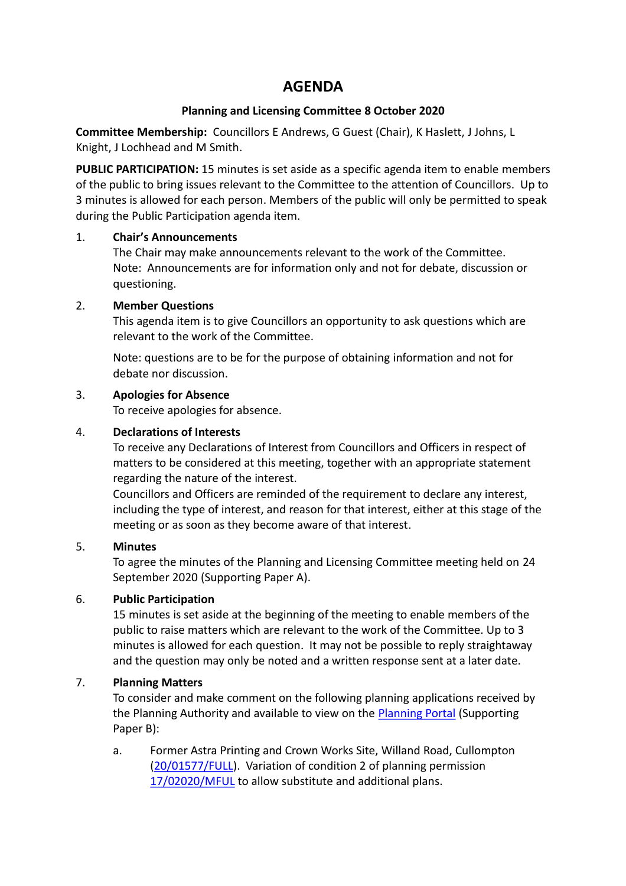# AGENDA

**Planning and Licensing Committee 8 October 2020**

**Committee Membership:** Councillors E Andrews, G Guest (Chair), K Haslett, J Johns, L Knight, J Lochhead and M Smith.

**PUBLIC PARTICIPATION:** 15 minutes is set aside as a specific agenda item to enable members of the public to bring issues relevant to the Committee to the attention of Councillors. Up to 3 minutes is allowed for each person. Members of the public will only be permitted to speak during the Public Participation agenda item.

1. **Chair's Announcements**
   The Chair may make announcements relevant to the work of the Committee.
   Note: Announcements are for information only and not for debate, discussion or questioning.

2. **Member Questions**
   This agenda item is to give Councillors an opportunity to ask questions which are relevant to the work of the Committee.

   Note: questions are to be for the purpose of obtaining information and not for debate nor discussion.

3. **Apologies for Absence**
   To receive apologies for absence.

4. **Declarations of Interests**
   To receive any Declarations of Interest from Councillors and Officers in respect of matters to be considered at this meeting, together with an appropriate statement regarding the nature of the interest.
   Councillors and Officers are reminded of the requirement to declare any interest, including the type of interest, and reason for that interest, either at this stage of the meeting or as soon as they become aware of that interest.

5. **Minutes**
   To agree the minutes of the Planning and Licensing Committee meeting held on 24 September 2020 (Supporting Paper A).

6. **Public Participation**
   15 minutes is set aside at the beginning of the meeting to enable members of the public to raise matters which are relevant to the work of the Committee. Up to 3 minutes is allowed for each question. It may not be possible to reply straightaway and the question may only be noted and a written response sent at a later date.

7. **Planning Matters**
   To consider and make comment on the following planning applications received by the Planning Authority and available to view on the Planning Portal (Supporting Paper B):

   a. Former Astra Printing and Crown Works Site, Willand Road, Cullompton (20/01577/FULL). Variation of condition 2 of planning permission 17/02020/MFUL to allow substitute and additional plans.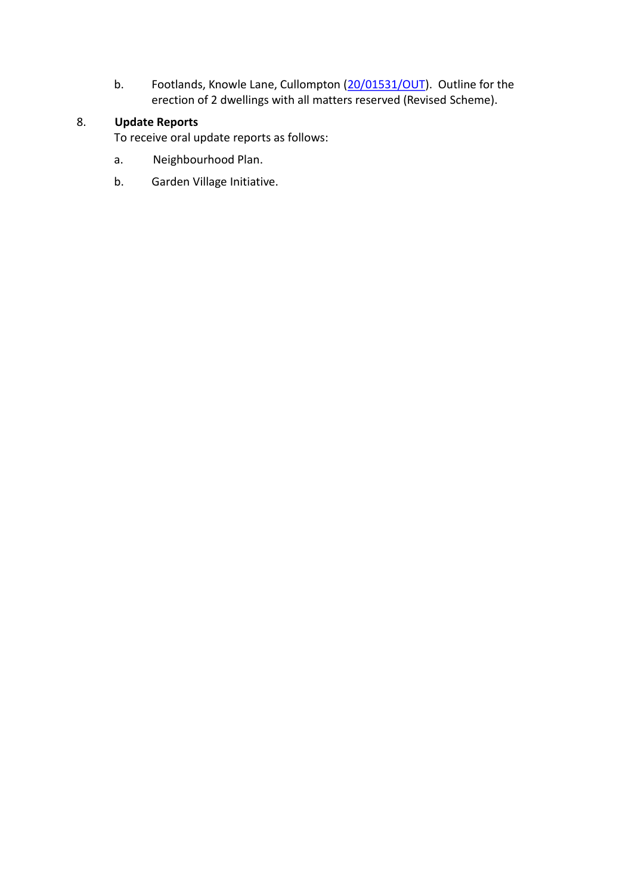b. Footlands, Knowle Lane, Cullompton (20/01531/OUT). Outline for the erection of 2 dwellings with all matters reserved (Revised Scheme).

8. **Update Reports**

To receive oral update reports as follows:

a. Neighbourhood Plan.

b. Garden Village Initiative.